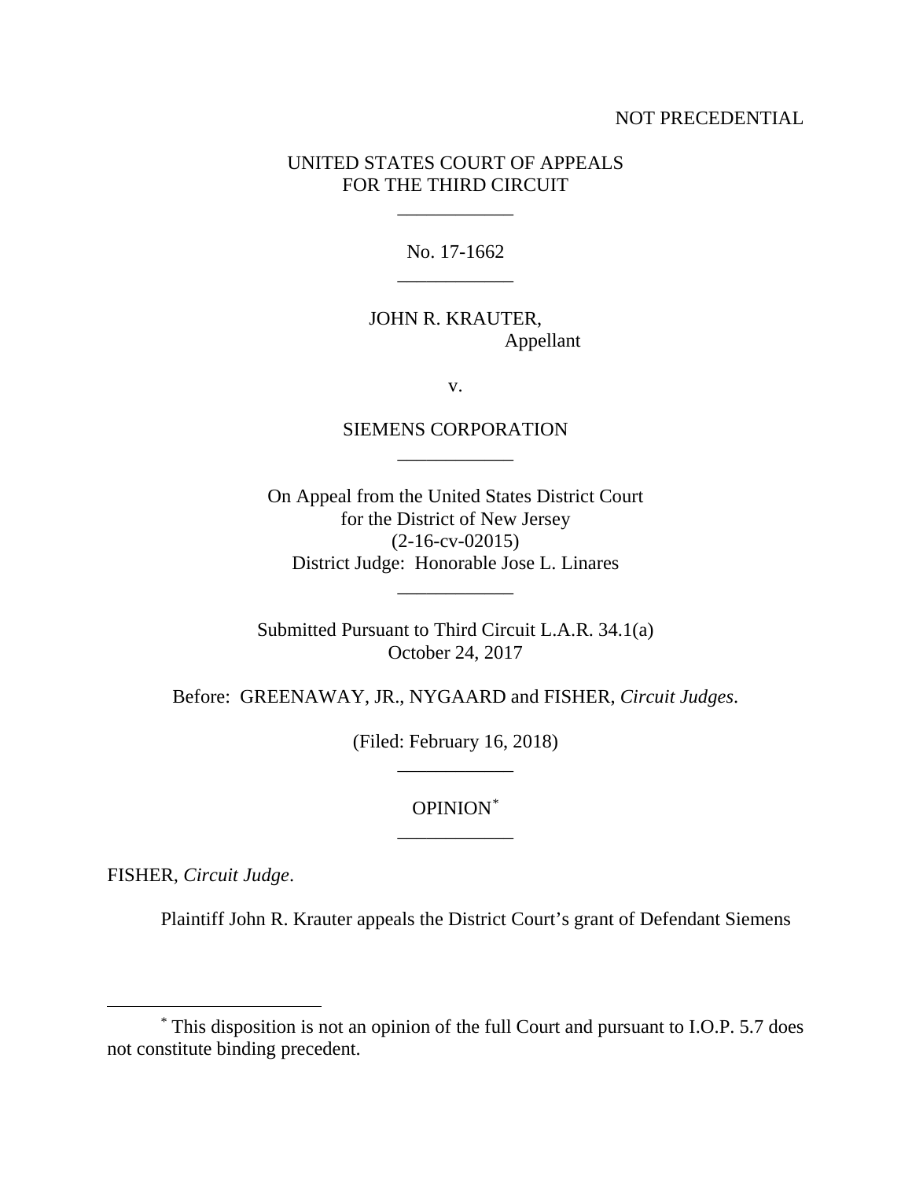NOT PRECEDENTIAL

UNITED STATES COURT OF APPEALS
FOR THE THIRD CIRCUIT

\_\_\_\_\_\_\_\_\_\_\_\_

No. 17-1662

\_\_\_\_\_\_\_\_\_\_\_\_

JOHN R. KRAUTER,
Appellant

v.

SIEMENS CORPORATION

\_\_\_\_\_\_\_\_\_\_\_\_

On Appeal from the United States District Court
for the District of New Jersey
(2-16-cv-02015)
District Judge: Honorable Jose L. Linares

\_\_\_\_\_\_\_\_\_\_\_\_

Submitted Pursuant to Third Circuit L.A.R. 34.1(a)
October 24, 2017

Before: GREENAWAY, JR., NYGAARD and FISHER, *Circuit Judges*.

(Filed: February 16, 2018)

\_\_\_\_\_\_\_\_\_\_\_\_

OPINION[*]

\_\_\_\_\_\_\_\_\_\_\_\_

FISHER, *Circuit Judge*.

Plaintiff John R. Krauter appeals the District Court's grant of Defendant Siemens

---

[*] This disposition is not an opinion of the full Court and pursuant to I.O.P. 5.7 does not constitute binding precedent.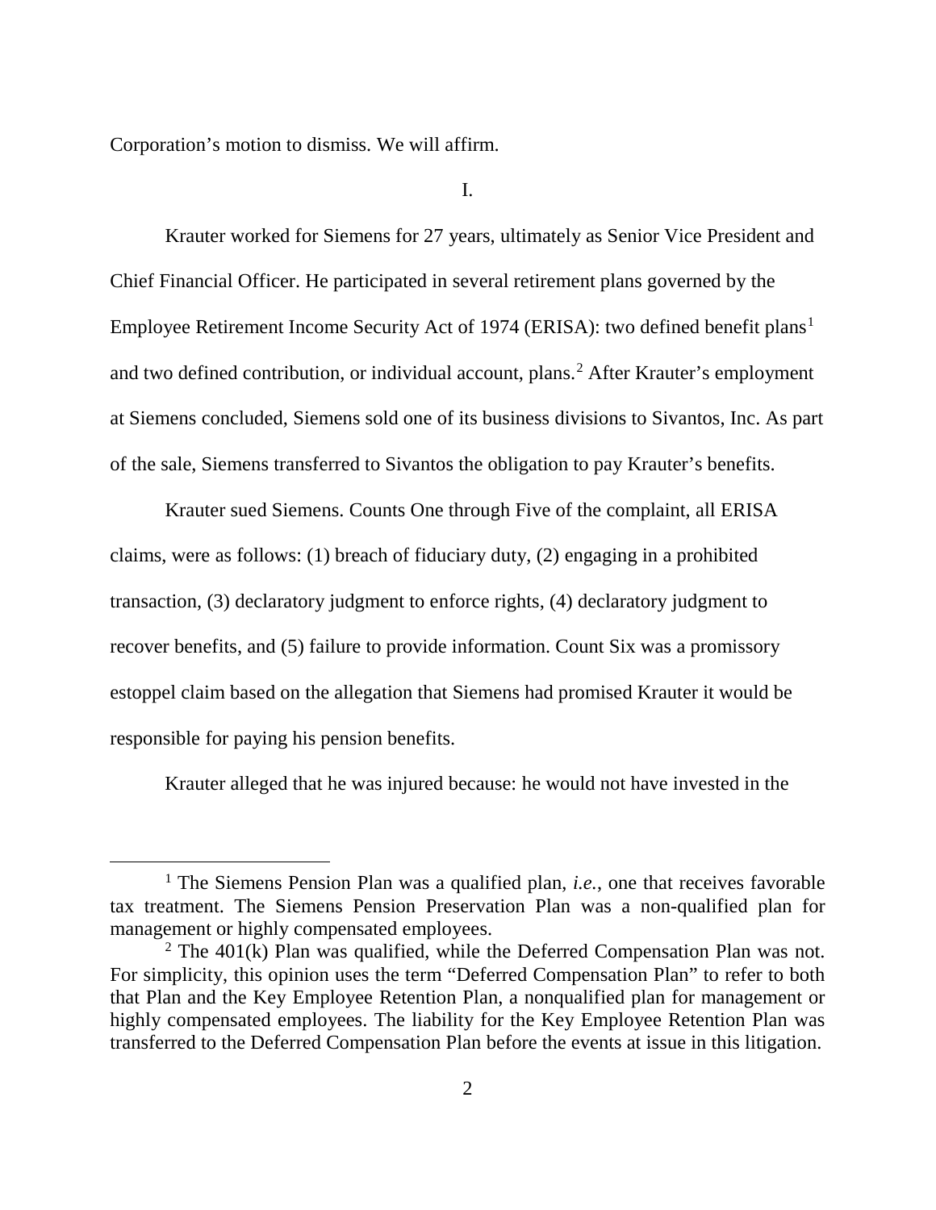Corporation's motion to dismiss. We will affirm.

I.

Krauter worked for Siemens for 27 years, ultimately as Senior Vice President and Chief Financial Officer. He participated in several retirement plans governed by the Employee Retirement Income Security Act of 1974 (ERISA): two defined benefit plans[1] and two defined contribution, or individual account, plans.[2] After Krauter's employment at Siemens concluded, Siemens sold one of its business divisions to Sivantos, Inc. As part of the sale, Siemens transferred to Sivantos the obligation to pay Krauter's benefits.

Krauter sued Siemens. Counts One through Five of the complaint, all ERISA claims, were as follows: (1) breach of fiduciary duty, (2) engaging in a prohibited transaction, (3) declaratory judgment to enforce rights, (4) declaratory judgment to recover benefits, and (5) failure to provide information. Count Six was a promissory estoppel claim based on the allegation that Siemens had promised Krauter it would be responsible for paying his pension benefits.

Krauter alleged that he was injured because: he would not have invested in the

---

[1] The Siemens Pension Plan was a qualified plan, *i.e.*, one that receives favorable tax treatment. The Siemens Pension Preservation Plan was a non-qualified plan for management or highly compensated employees.

[2] The 401(k) Plan was qualified, while the Deferred Compensation Plan was not. For simplicity, this opinion uses the term "Deferred Compensation Plan" to refer to both that Plan and the Key Employee Retention Plan, a nonqualified plan for management or highly compensated employees. The liability for the Key Employee Retention Plan was transferred to the Deferred Compensation Plan before the events at issue in this litigation.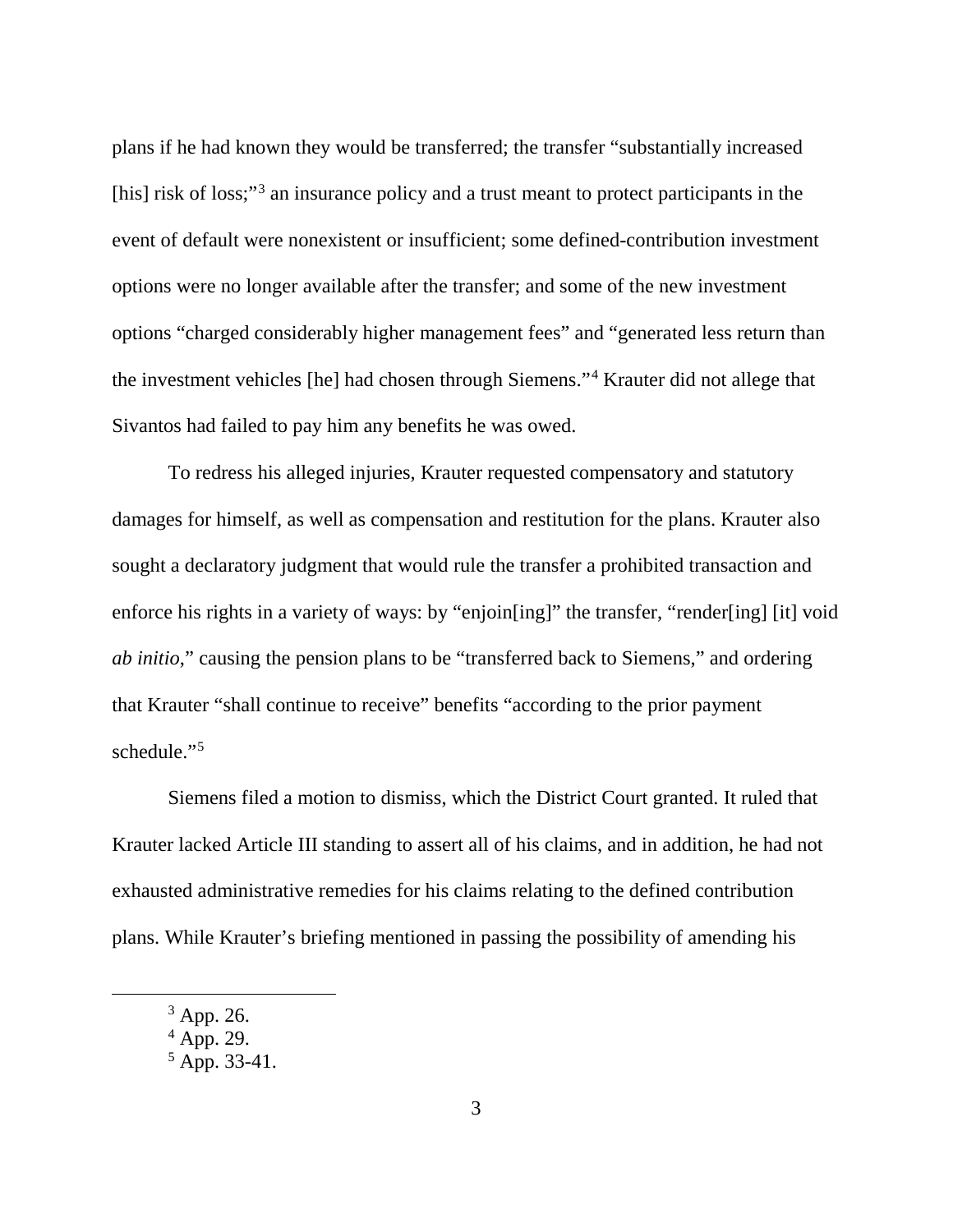plans if he had known they would be transferred; the transfer "substantially increased [his] risk of loss;"[3] an insurance policy and a trust meant to protect participants in the event of default were nonexistent or insufficient; some defined-contribution investment options were no longer available after the transfer; and some of the new investment options "charged considerably higher management fees" and "generated less return than the investment vehicles [he] had chosen through Siemens."[4] Krauter did not allege that Sivantos had failed to pay him any benefits he was owed.

To redress his alleged injuries, Krauter requested compensatory and statutory damages for himself, as well as compensation and restitution for the plans. Krauter also sought a declaratory judgment that would rule the transfer a prohibited transaction and enforce his rights in a variety of ways: by "enjoin[ing]" the transfer, "render[ing] [it] void *ab initio*," causing the pension plans to be "transferred back to Siemens," and ordering that Krauter "shall continue to receive" benefits "according to the prior payment schedule."[5]

Siemens filed a motion to dismiss, which the District Court granted. It ruled that Krauter lacked Article III standing to assert all of his claims, and in addition, he had not exhausted administrative remedies for his claims relating to the defined contribution plans. While Krauter's briefing mentioned in passing the possibility of amending his

[3] App. 26.
[4] App. 29.
[5] App. 33-41.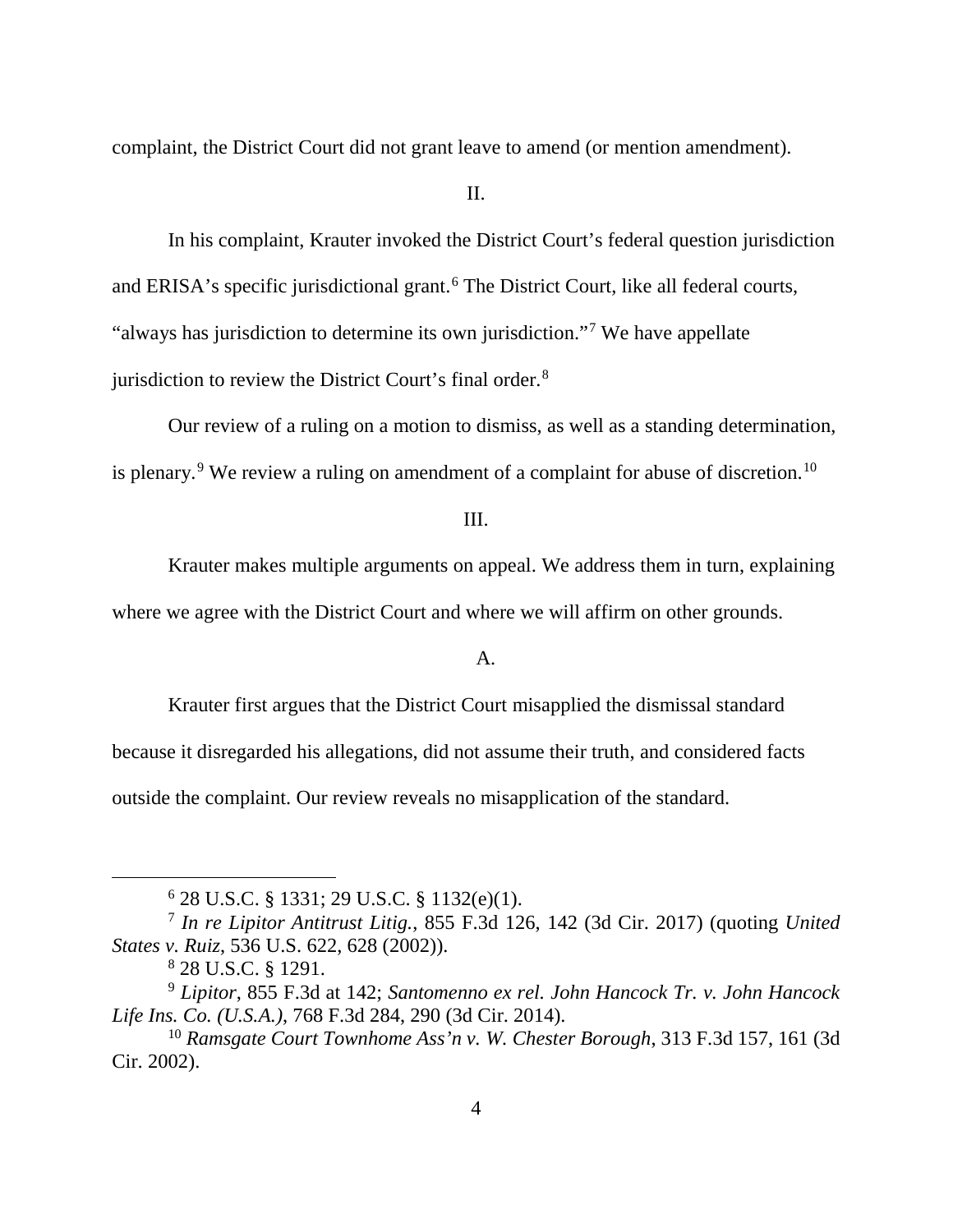complaint, the District Court did not grant leave to amend (or mention amendment).

II.

In his complaint, Krauter invoked the District Court's federal question jurisdiction and ERISA's specific jurisdictional grant.[6] The District Court, like all federal courts, "always has jurisdiction to determine its own jurisdiction."[7] We have appellate jurisdiction to review the District Court's final order.[8]

Our review of a ruling on a motion to dismiss, as well as a standing determination, is plenary.[9] We review a ruling on amendment of a complaint for abuse of discretion.[10]

III.

Krauter makes multiple arguments on appeal. We address them in turn, explaining where we agree with the District Court and where we will affirm on other grounds.

A.

Krauter first argues that the District Court misapplied the dismissal standard because it disregarded his allegations, did not assume their truth, and considered facts outside the complaint. Our review reveals no misapplication of the standard.

---

[6] 28 U.S.C. § 1331; 29 U.S.C. § 1132(e)(1).

[7] *In re Lipitor Antitrust Litig.*, 855 F.3d 126, 142 (3d Cir. 2017) (quoting *United States v. Ruiz*, 536 U.S. 622, 628 (2002)).

[8] 28 U.S.C. § 1291.

[9] *Lipitor*, 855 F.3d at 142; *Santomenno ex rel. John Hancock Tr. v. John Hancock Life Ins. Co. (U.S.A.)*, 768 F.3d 284, 290 (3d Cir. 2014).

[10] *Ramsgate Court Townhome Ass'n v. W. Chester Borough*, 313 F.3d 157, 161 (3d Cir. 2002).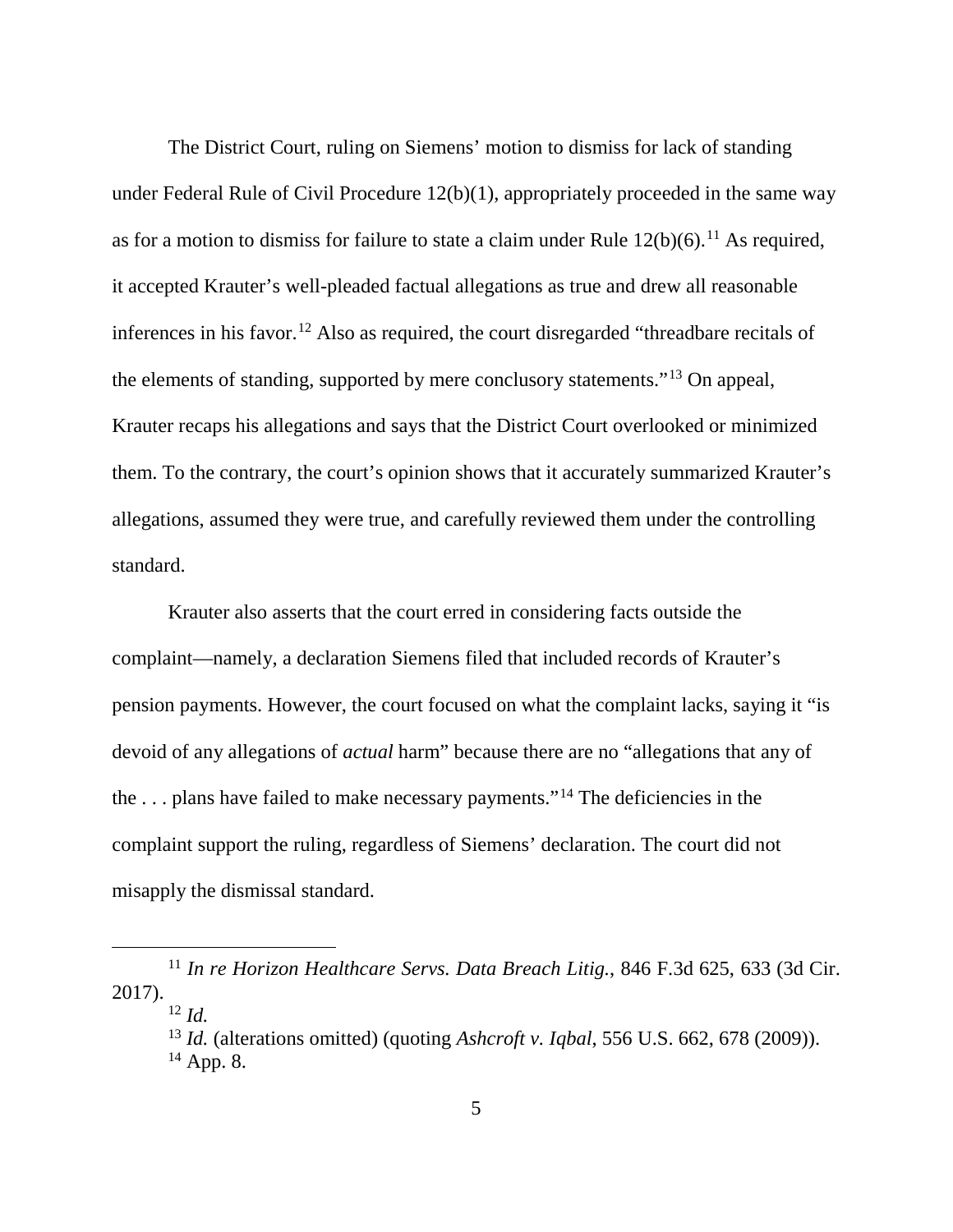The District Court, ruling on Siemens' motion to dismiss for lack of standing under Federal Rule of Civil Procedure 12(b)(1), appropriately proceeded in the same way as for a motion to dismiss for failure to state a claim under Rule 12(b)(6).[11] As required, it accepted Krauter's well-pleaded factual allegations as true and drew all reasonable inferences in his favor.[12] Also as required, the court disregarded "threadbare recitals of the elements of standing, supported by mere conclusory statements."[13] On appeal, Krauter recaps his allegations and says that the District Court overlooked or minimized them. To the contrary, the court's opinion shows that it accurately summarized Krauter's allegations, assumed they were true, and carefully reviewed them under the controlling standard.

Krauter also asserts that the court erred in considering facts outside the complaint—namely, a declaration Siemens filed that included records of Krauter's pension payments. However, the court focused on what the complaint lacks, saying it "is devoid of any allegations of *actual* harm" because there are no "allegations that any of the . . . plans have failed to make necessary payments."[14] The deficiencies in the complaint support the ruling, regardless of Siemens' declaration. The court did not misapply the dismissal standard.

---

[11] *In re Horizon Healthcare Servs. Data Breach Litig.*, 846 F.3d 625, 633 (3d Cir. 2017).

[12] *Id.*

[13] *Id.* (alterations omitted) (quoting *Ashcroft v. Iqbal*, 556 U.S. 662, 678 (2009)).

[14] App. 8.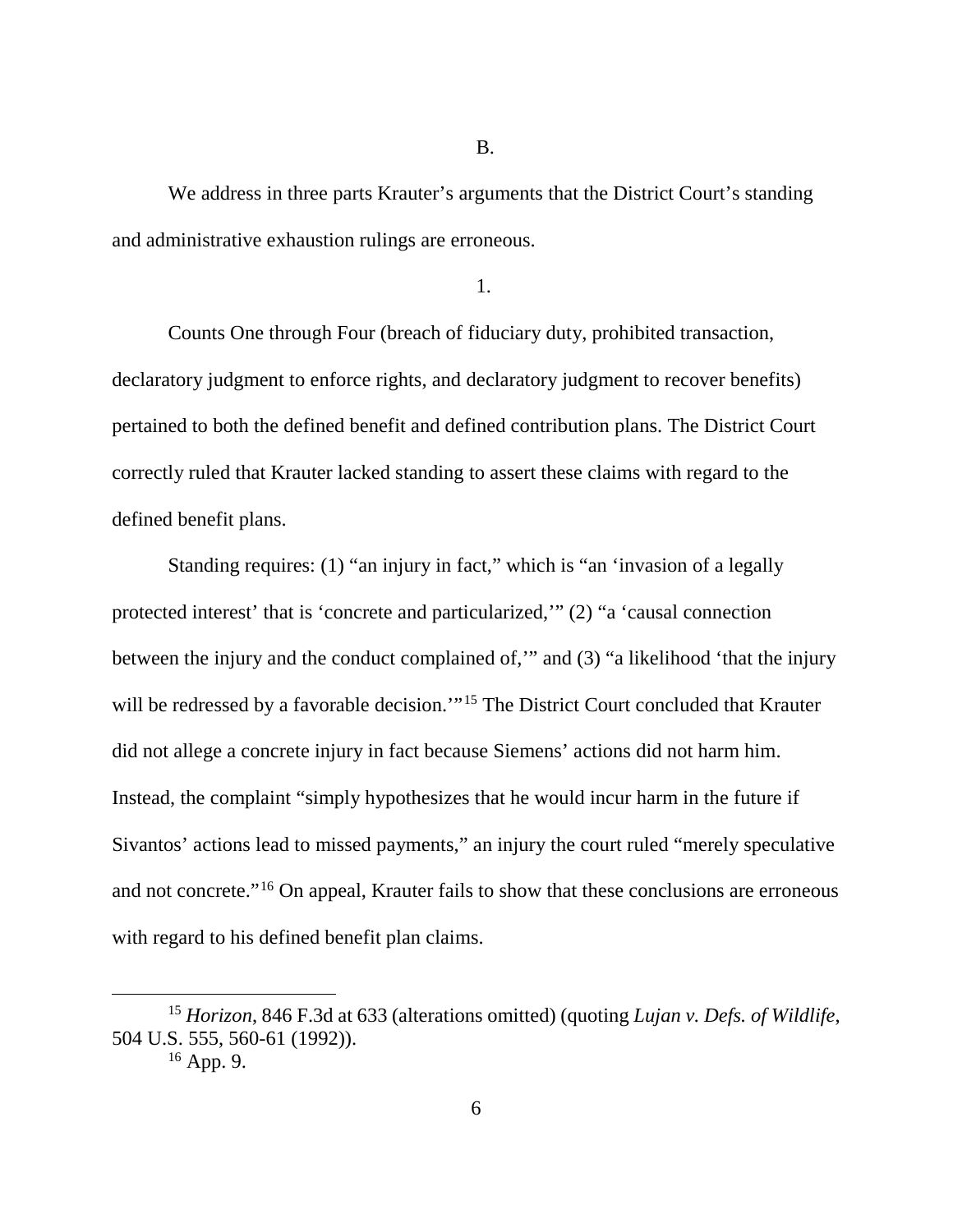B.

We address in three parts Krauter's arguments that the District Court's standing and administrative exhaustion rulings are erroneous.

1.

Counts One through Four (breach of fiduciary duty, prohibited transaction, declaratory judgment to enforce rights, and declaratory judgment to recover benefits) pertained to both the defined benefit and defined contribution plans. The District Court correctly ruled that Krauter lacked standing to assert these claims with regard to the defined benefit plans.

Standing requires: (1) "an injury in fact," which is "an 'invasion of a legally protected interest' that is 'concrete and particularized,'" (2) "a 'causal connection between the injury and the conduct complained of,'" and (3) "a likelihood 'that the injury will be redressed by a favorable decision.'"[15] The District Court concluded that Krauter did not allege a concrete injury in fact because Siemens' actions did not harm him. Instead, the complaint "simply hypothesizes that he would incur harm in the future if Sivantos' actions lead to missed payments," an injury the court ruled "merely speculative and not concrete."[16] On appeal, Krauter fails to show that these conclusions are erroneous with regard to his defined benefit plan claims.

[15] *Horizon*, 846 F.3d at 633 (alterations omitted) (quoting *Lujan v. Defs. of Wildlife*, 504 U.S. 555, 560-61 (1992)).

[16] App. 9.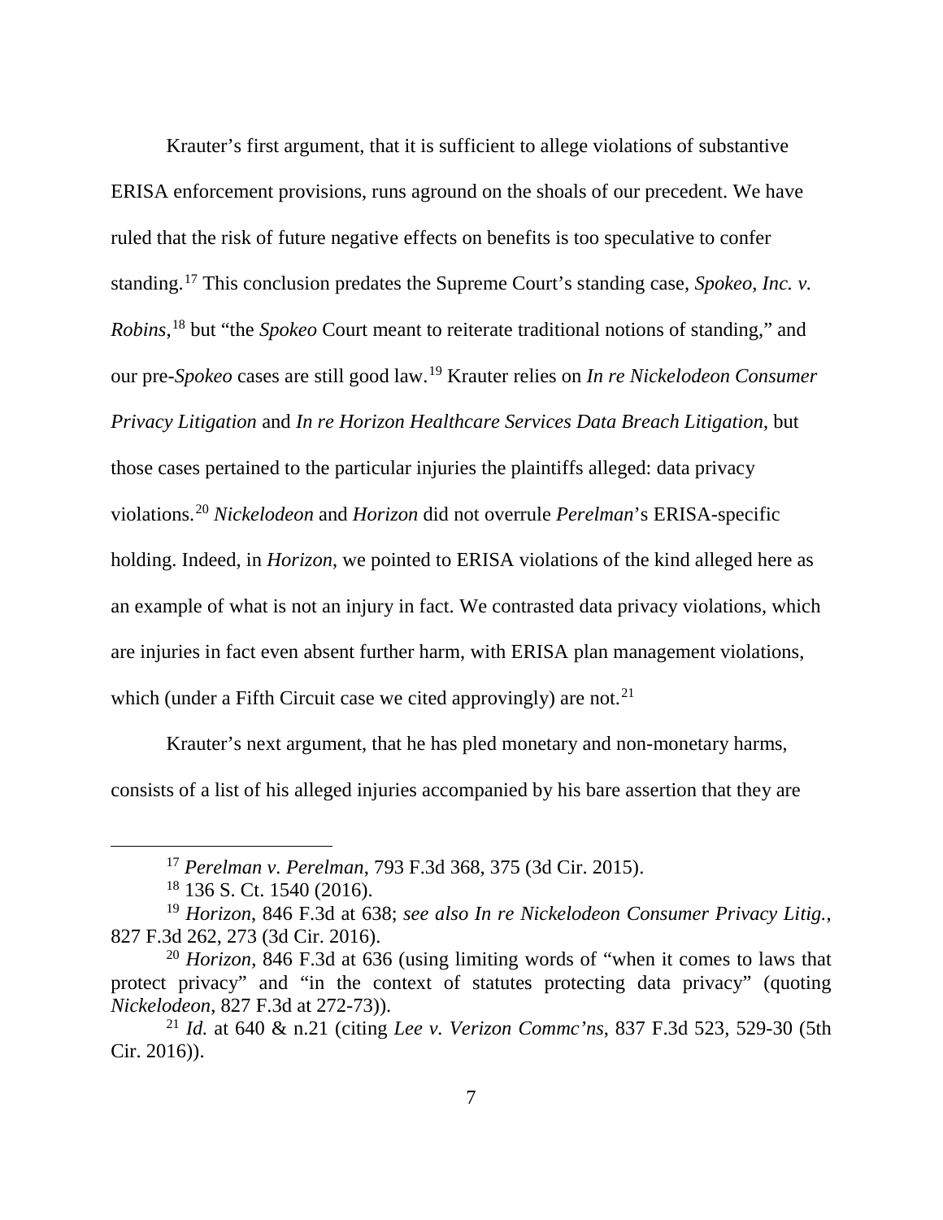Krauter's first argument, that it is sufficient to allege violations of substantive ERISA enforcement provisions, runs aground on the shoals of our precedent. We have ruled that the risk of future negative effects on benefits is too speculative to confer standing.[17] This conclusion predates the Supreme Court's standing case, *Spokeo, Inc. v. Robins*,[18] but "the *Spokeo* Court meant to reiterate traditional notions of standing," and our pre-*Spokeo* cases are still good law.[19] Krauter relies on *In re Nickelodeon Consumer Privacy Litigation* and *In re Horizon Healthcare Services Data Breach Litigation*, but those cases pertained to the particular injuries the plaintiffs alleged: data privacy violations.[20] *Nickelodeon* and *Horizon* did not overrule *Perelman*'s ERISA-specific holding. Indeed, in *Horizon*, we pointed to ERISA violations of the kind alleged here as an example of what is not an injury in fact. We contrasted data privacy violations, which are injuries in fact even absent further harm, with ERISA plan management violations, which (under a Fifth Circuit case we cited approvingly) are not.[21]

Krauter's next argument, that he has pled monetary and non-monetary harms, consists of a list of his alleged injuries accompanied by his bare assertion that they are

---

[17] *Perelman v. Perelman*, 793 F.3d 368, 375 (3d Cir. 2015).

[18] 136 S. Ct. 1540 (2016).

[19] *Horizon*, 846 F.3d at 638; *see also In re Nickelodeon Consumer Privacy Litig.*, 827 F.3d 262, 273 (3d Cir. 2016).

[20] *Horizon*, 846 F.3d at 636 (using limiting words of "when it comes to laws that protect privacy" and "in the context of statutes protecting data privacy" (quoting *Nickelodeon*, 827 F.3d at 272-73)).

[21] *Id.* at 640 & n.21 (citing *Lee v. Verizon Commc'ns*, 837 F.3d 523, 529-30 (5th Cir. 2016)).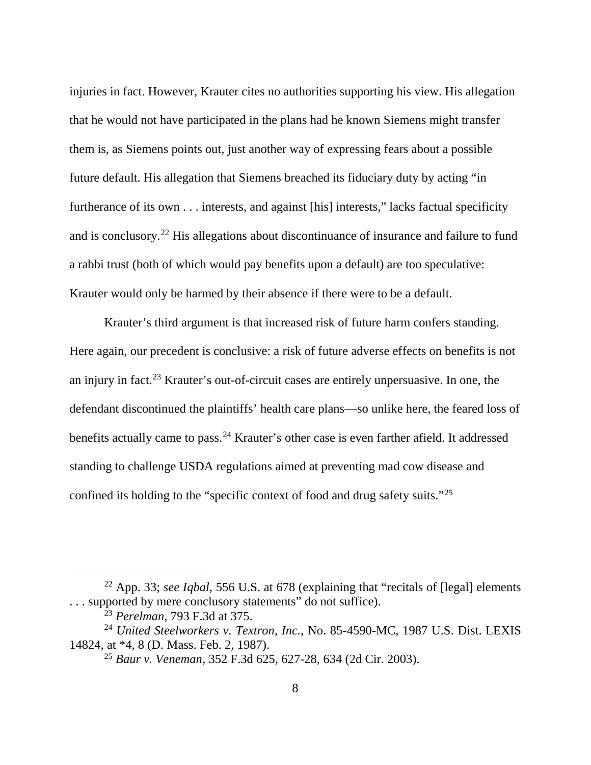injuries in fact. However, Krauter cites no authorities supporting his view. His allegation that he would not have participated in the plans had he known Siemens might transfer them is, as Siemens points out, just another way of expressing fears about a possible future default. His allegation that Siemens breached its fiduciary duty by acting "in furtherance of its own . . . interests, and against [his] interests," lacks factual specificity and is conclusory.[22] His allegations about discontinuance of insurance and failure to fund a rabbi trust (both of which would pay benefits upon a default) are too speculative: Krauter would only be harmed by their absence if there were to be a default.

Krauter's third argument is that increased risk of future harm confers standing. Here again, our precedent is conclusive: a risk of future adverse effects on benefits is not an injury in fact.[23] Krauter's out-of-circuit cases are entirely unpersuasive. In one, the defendant discontinued the plaintiffs' health care plans—so unlike here, the feared loss of benefits actually came to pass.[24] Krauter's other case is even farther afield. It addressed standing to challenge USDA regulations aimed at preventing mad cow disease and confined its holding to the "specific context of food and drug safety suits."[25]

---

[22] App. 33; *see Iqbal*, 556 U.S. at 678 (explaining that "recitals of [legal] elements . . . supported by mere conclusory statements" do not suffice).

[23] *Perelman*, 793 F.3d at 375.

[24] *United Steelworkers v. Textron, Inc.*, No. 85-4590-MC, 1987 U.S. Dist. LEXIS 14824, at *4, 8 (D. Mass. Feb. 2, 1987).

[25] *Baur v. Veneman*, 352 F.3d 625, 627-28, 634 (2d Cir. 2003).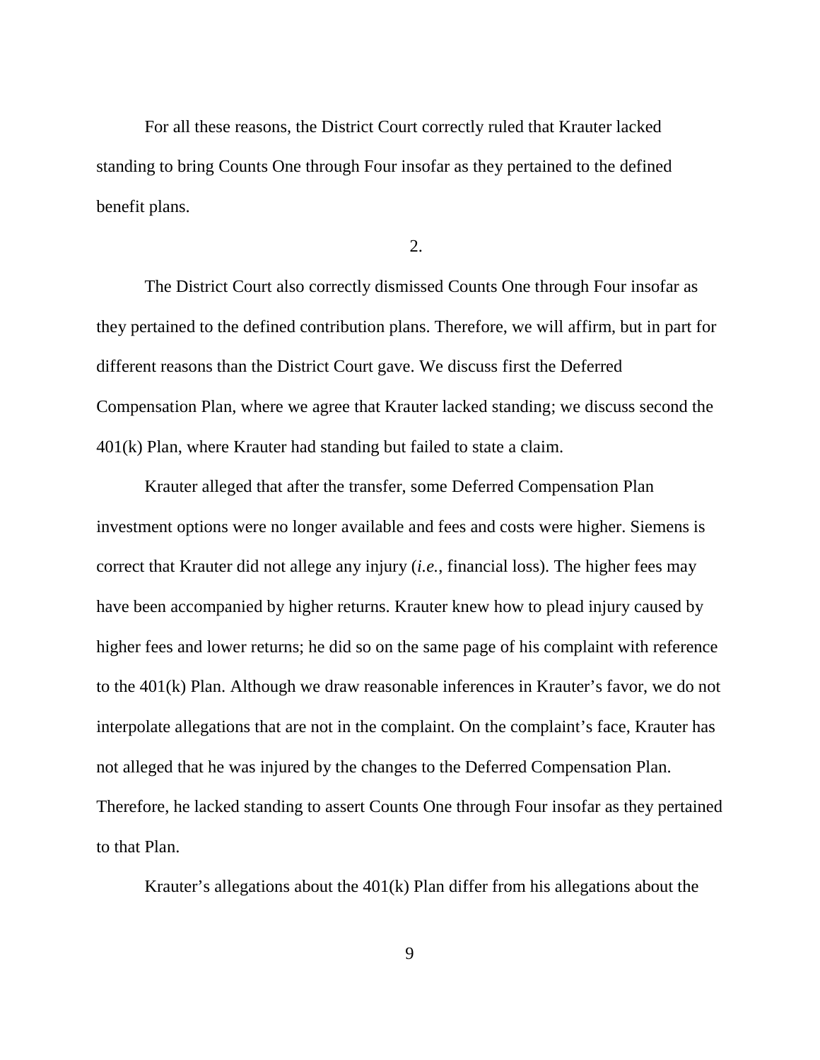For all these reasons, the District Court correctly ruled that Krauter lacked standing to bring Counts One through Four insofar as they pertained to the defined benefit plans.

2.

The District Court also correctly dismissed Counts One through Four insofar as they pertained to the defined contribution plans. Therefore, we will affirm, but in part for different reasons than the District Court gave. We discuss first the Deferred Compensation Plan, where we agree that Krauter lacked standing; we discuss second the 401(k) Plan, where Krauter had standing but failed to state a claim.

Krauter alleged that after the transfer, some Deferred Compensation Plan investment options were no longer available and fees and costs were higher. Siemens is correct that Krauter did not allege any injury (*i.e.*, financial loss). The higher fees may have been accompanied by higher returns. Krauter knew how to plead injury caused by higher fees and lower returns; he did so on the same page of his complaint with reference to the 401(k) Plan. Although we draw reasonable inferences in Krauter's favor, we do not interpolate allegations that are not in the complaint. On the complaint's face, Krauter has not alleged that he was injured by the changes to the Deferred Compensation Plan. Therefore, he lacked standing to assert Counts One through Four insofar as they pertained to that Plan.

Krauter's allegations about the 401(k) Plan differ from his allegations about the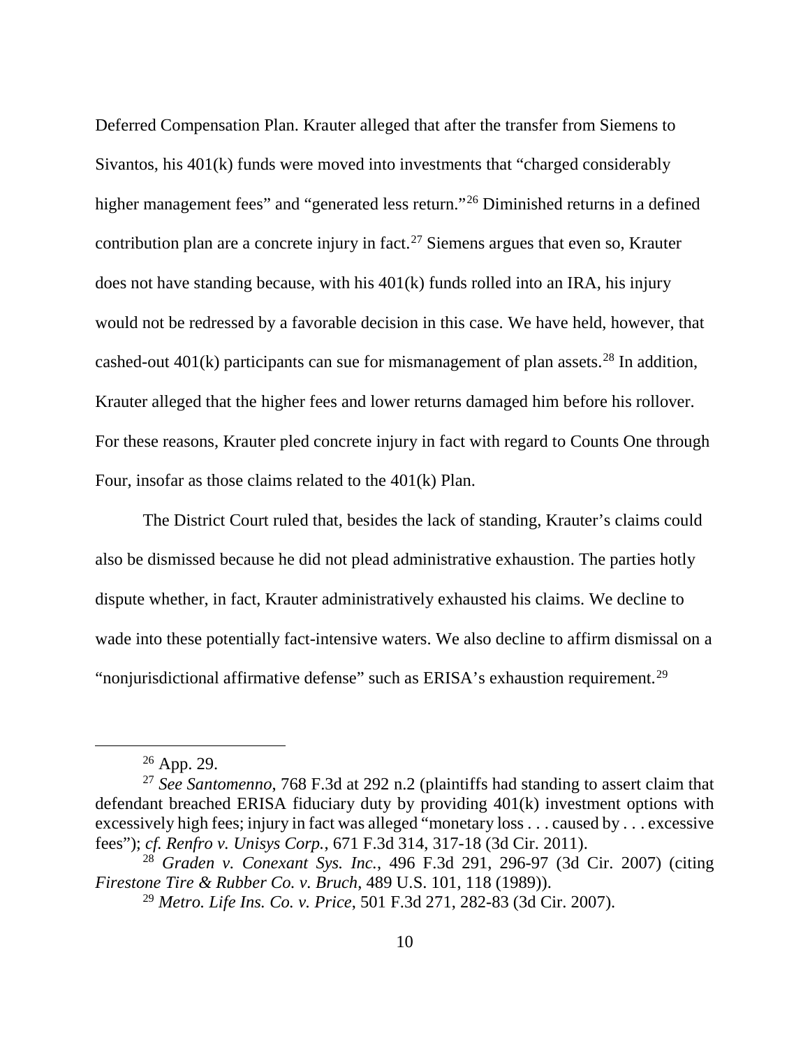Deferred Compensation Plan. Krauter alleged that after the transfer from Siemens to Sivantos, his 401(k) funds were moved into investments that "charged considerably higher management fees" and "generated less return."[26] Diminished returns in a defined contribution plan are a concrete injury in fact.[27] Siemens argues that even so, Krauter does not have standing because, with his 401(k) funds rolled into an IRA, his injury would not be redressed by a favorable decision in this case. We have held, however, that cashed-out 401(k) participants can sue for mismanagement of plan assets.[28] In addition, Krauter alleged that the higher fees and lower returns damaged him before his rollover. For these reasons, Krauter pled concrete injury in fact with regard to Counts One through Four, insofar as those claims related to the 401(k) Plan.

The District Court ruled that, besides the lack of standing, Krauter's claims could also be dismissed because he did not plead administrative exhaustion. The parties hotly dispute whether, in fact, Krauter administratively exhausted his claims. We decline to wade into these potentially fact-intensive waters. We also decline to affirm dismissal on a "nonjurisdictional affirmative defense" such as ERISA's exhaustion requirement.[29]

---

[26] App. 29.

[27] *See Santomenno*, 768 F.3d at 292 n.2 (plaintiffs had standing to assert claim that defendant breached ERISA fiduciary duty by providing 401(k) investment options with excessively high fees; injury in fact was alleged "monetary loss . . . caused by . . . excessive fees"); *cf. Renfro v. Unisys Corp.*, 671 F.3d 314, 317-18 (3d Cir. 2011).

[28] *Graden v. Conexant Sys. Inc.*, 496 F.3d 291, 296-97 (3d Cir. 2007) (citing *Firestone Tire & Rubber Co. v. Bruch*, 489 U.S. 101, 118 (1989)).

[29] *Metro. Life Ins. Co. v. Price*, 501 F.3d 271, 282-83 (3d Cir. 2007).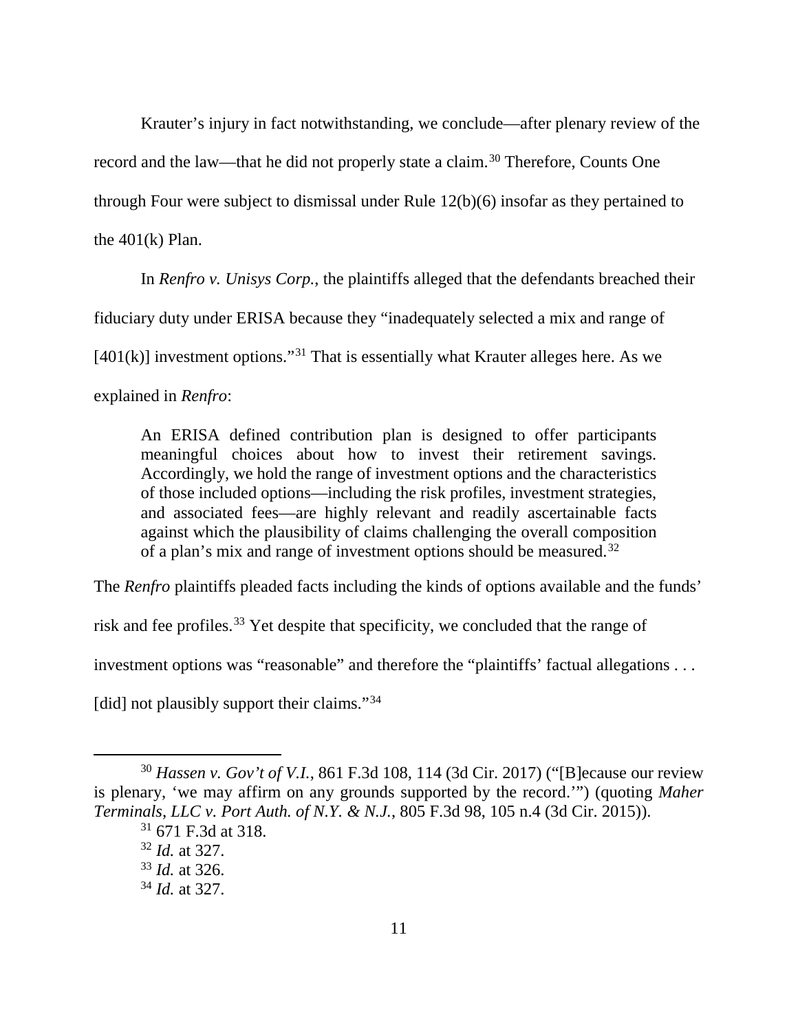Krauter's injury in fact notwithstanding, we conclude—after plenary review of the record and the law—that he did not properly state a claim.[30] Therefore, Counts One through Four were subject to dismissal under Rule 12(b)(6) insofar as they pertained to the 401(k) Plan.

In *Renfro v. Unisys Corp.*, the plaintiffs alleged that the defendants breached their fiduciary duty under ERISA because they "inadequately selected a mix and range of [401(k)] investment options."[31] That is essentially what Krauter alleges here. As we explained in *Renfro*:

> An ERISA defined contribution plan is designed to offer participants meaningful choices about how to invest their retirement savings. Accordingly, we hold the range of investment options and the characteristics of those included options—including the risk profiles, investment strategies, and associated fees—are highly relevant and readily ascertainable facts against which the plausibility of claims challenging the overall composition of a plan's mix and range of investment options should be measured.[32]

The *Renfro* plaintiffs pleaded facts including the kinds of options available and the funds' risk and fee profiles.[33] Yet despite that specificity, we concluded that the range of investment options was "reasonable" and therefore the "plaintiffs' factual allegations . . . [did] not plausibly support their claims."[34]

---

[30] *Hassen v. Gov't of V.I.*, 861 F.3d 108, 114 (3d Cir. 2017) ("[B]ecause our review is plenary, 'we may affirm on any grounds supported by the record.'") (quoting *Maher Terminals, LLC v. Port Auth. of N.Y. & N.J.*, 805 F.3d 98, 105 n.4 (3d Cir. 2015)).

[31] 671 F.3d at 318.

[32] *Id.* at 327.

[33] *Id.* at 326.

[34] *Id.* at 327.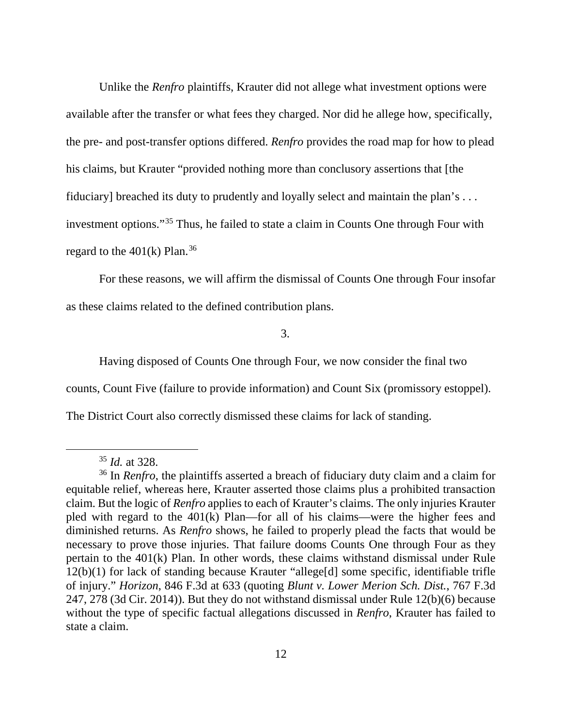Unlike the *Renfro* plaintiffs, Krauter did not allege what investment options were available after the transfer or what fees they charged. Nor did he allege how, specifically, the pre- and post-transfer options differed. *Renfro* provides the road map for how to plead his claims, but Krauter "provided nothing more than conclusory assertions that [the fiduciary] breached its duty to prudently and loyally select and maintain the plan's . . . investment options."[35] Thus, he failed to state a claim in Counts One through Four with regard to the 401(k) Plan.[36]

For these reasons, we will affirm the dismissal of Counts One through Four insofar as these claims related to the defined contribution plans.

3.

Having disposed of Counts One through Four, we now consider the final two counts, Count Five (failure to provide information) and Count Six (promissory estoppel). The District Court also correctly dismissed these claims for lack of standing.

---

[35] *Id.* at 328.

[36] In *Renfro*, the plaintiffs asserted a breach of fiduciary duty claim and a claim for equitable relief, whereas here, Krauter asserted those claims plus a prohibited transaction claim. But the logic of *Renfro* applies to each of Krauter's claims. The only injuries Krauter pled with regard to the 401(k) Plan—for all of his claims—were the higher fees and diminished returns. As *Renfro* shows, he failed to properly plead the facts that would be necessary to prove those injuries. That failure dooms Counts One through Four as they pertain to the 401(k) Plan. In other words, these claims withstand dismissal under Rule 12(b)(1) for lack of standing because Krauter "allege[d] some specific, identifiable trifle of injury." *Horizon*, 846 F.3d at 633 (quoting *Blunt v. Lower Merion Sch. Dist.*, 767 F.3d 247, 278 (3d Cir. 2014)). But they do not withstand dismissal under Rule 12(b)(6) because without the type of specific factual allegations discussed in *Renfro*, Krauter has failed to state a claim.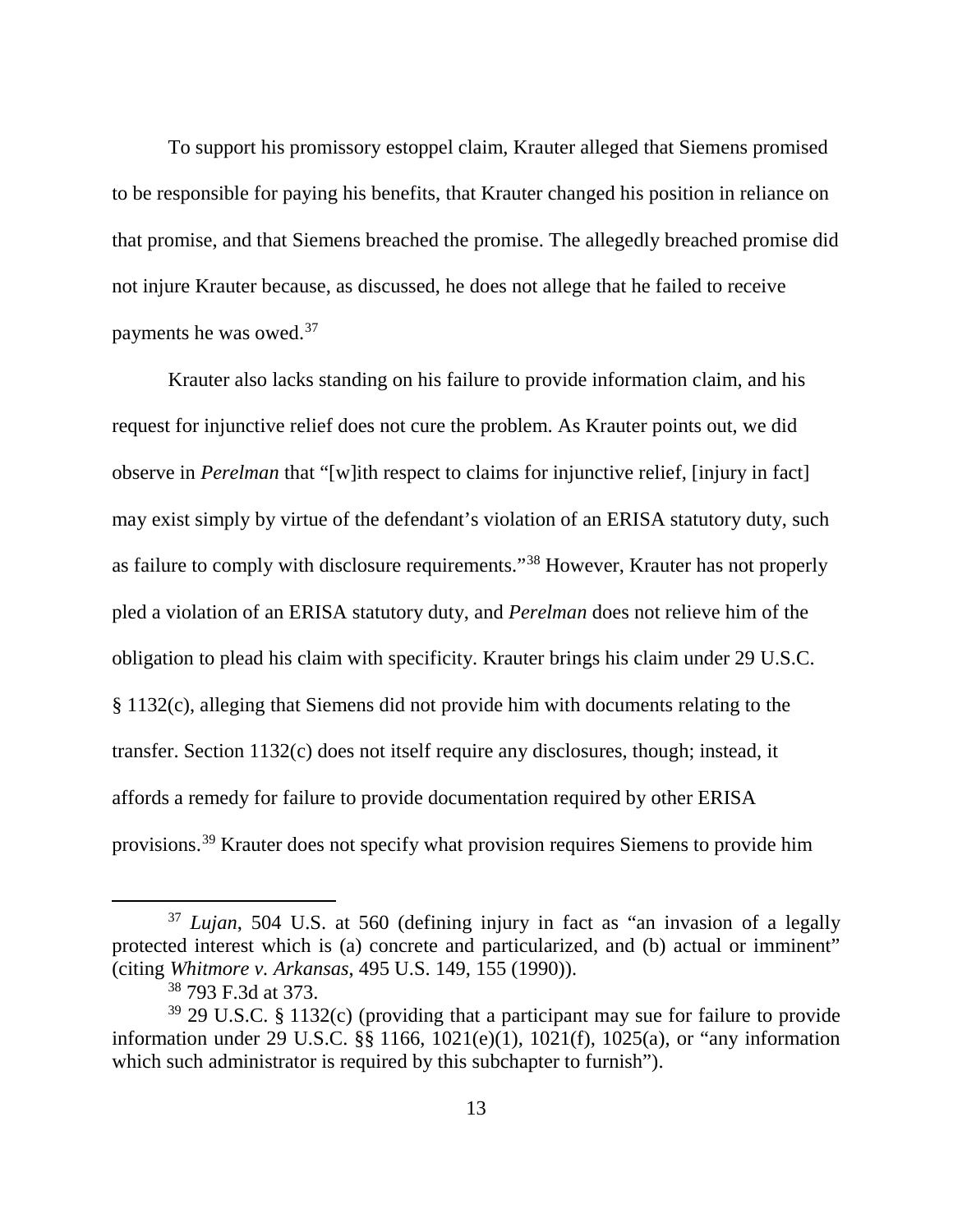To support his promissory estoppel claim, Krauter alleged that Siemens promised to be responsible for paying his benefits, that Krauter changed his position in reliance on that promise, and that Siemens breached the promise. The allegedly breached promise did not injure Krauter because, as discussed, he does not allege that he failed to receive payments he was owed.[37]

Krauter also lacks standing on his failure to provide information claim, and his request for injunctive relief does not cure the problem. As Krauter points out, we did observe in *Perelman* that "[w]ith respect to claims for injunctive relief, [injury in fact] may exist simply by virtue of the defendant's violation of an ERISA statutory duty, such as failure to comply with disclosure requirements."[38] However, Krauter has not properly pled a violation of an ERISA statutory duty, and *Perelman* does not relieve him of the obligation to plead his claim with specificity. Krauter brings his claim under 29 U.S.C. § 1132(c), alleging that Siemens did not provide him with documents relating to the transfer. Section 1132(c) does not itself require any disclosures, though; instead, it affords a remedy for failure to provide documentation required by other ERISA provisions.[39] Krauter does not specify what provision requires Siemens to provide him

---

[37] *Lujan*, 504 U.S. at 560 (defining injury in fact as "an invasion of a legally protected interest which is (a) concrete and particularized, and (b) actual or imminent" (citing *Whitmore v. Arkansas*, 495 U.S. 149, 155 (1990)).

[38] 793 F.3d at 373.

[39] 29 U.S.C. § 1132(c) (providing that a participant may sue for failure to provide information under 29 U.S.C. §§ 1166, 1021(e)(1), 1021(f), 1025(a), or "any information which such administrator is required by this subchapter to furnish").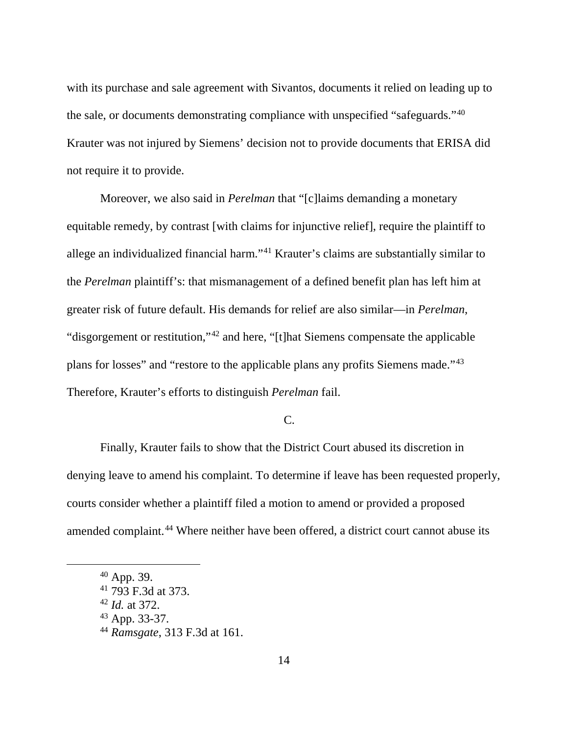with its purchase and sale agreement with Sivantos, documents it relied on leading up to the sale, or documents demonstrating compliance with unspecified "safeguards."[40] Krauter was not injured by Siemens' decision not to provide documents that ERISA did not require it to provide.

Moreover, we also said in *Perelman* that "[c]laims demanding a monetary equitable remedy, by contrast [with claims for injunctive relief], require the plaintiff to allege an individualized financial harm."[41] Krauter's claims are substantially similar to the *Perelman* plaintiff's: that mismanagement of a defined benefit plan has left him at greater risk of future default. His demands for relief are also similar—in *Perelman*, "disgorgement or restitution,"[42] and here, "[t]hat Siemens compensate the applicable plans for losses" and "restore to the applicable plans any profits Siemens made."[43] Therefore, Krauter's efforts to distinguish *Perelman* fail.

C.

Finally, Krauter fails to show that the District Court abused its discretion in denying leave to amend his complaint. To determine if leave has been requested properly, courts consider whether a plaintiff filed a motion to amend or provided a proposed amended complaint.[44] Where neither have been offered, a district court cannot abuse its

[40] App. 39.

[41] 793 F.3d at 373.

[42] *Id.* at 372.

[43] App. 33-37.

[44] *Ramsgate*, 313 F.3d at 161.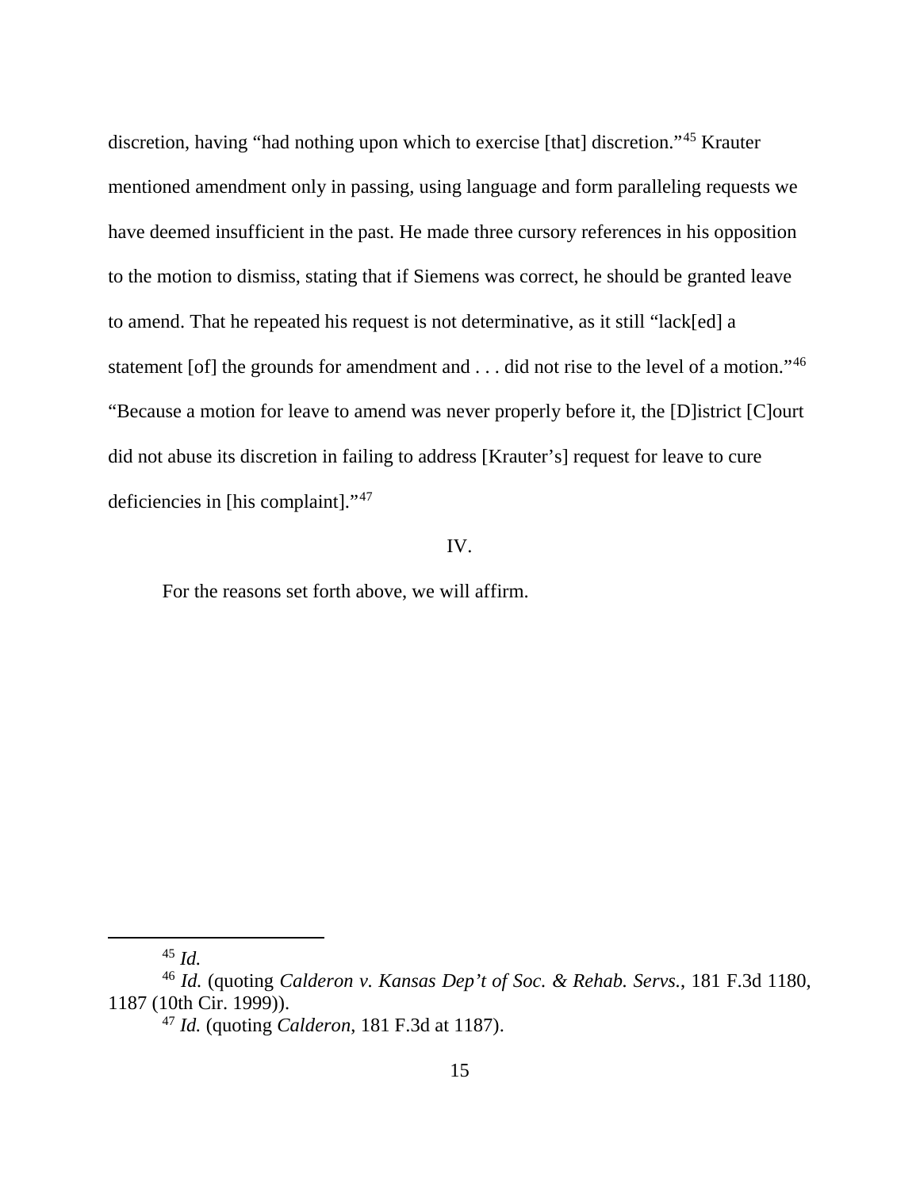discretion, having "had nothing upon which to exercise [that] discretion."[45] Krauter mentioned amendment only in passing, using language and form paralleling requests we have deemed insufficient in the past. He made three cursory references in his opposition to the motion to dismiss, stating that if Siemens was correct, he should be granted leave to amend. That he repeated his request is not determinative, as it still "lack[ed] a statement [of] the grounds for amendment and . . . did not rise to the level of a motion."[46] "Because a motion for leave to amend was never properly before it, the [D]istrict [C]ourt did not abuse its discretion in failing to address [Krauter's] request for leave to cure deficiencies in [his complaint]."[47]

IV.

For the reasons set forth above, we will affirm.

---

[45] *Id.*

[46] *Id.* (quoting *Calderon v. Kansas Dep't of Soc. & Rehab. Servs.*, 181 F.3d 1180, 1187 (10th Cir. 1999)).

[47] *Id.* (quoting *Calderon*, 181 F.3d at 1187).